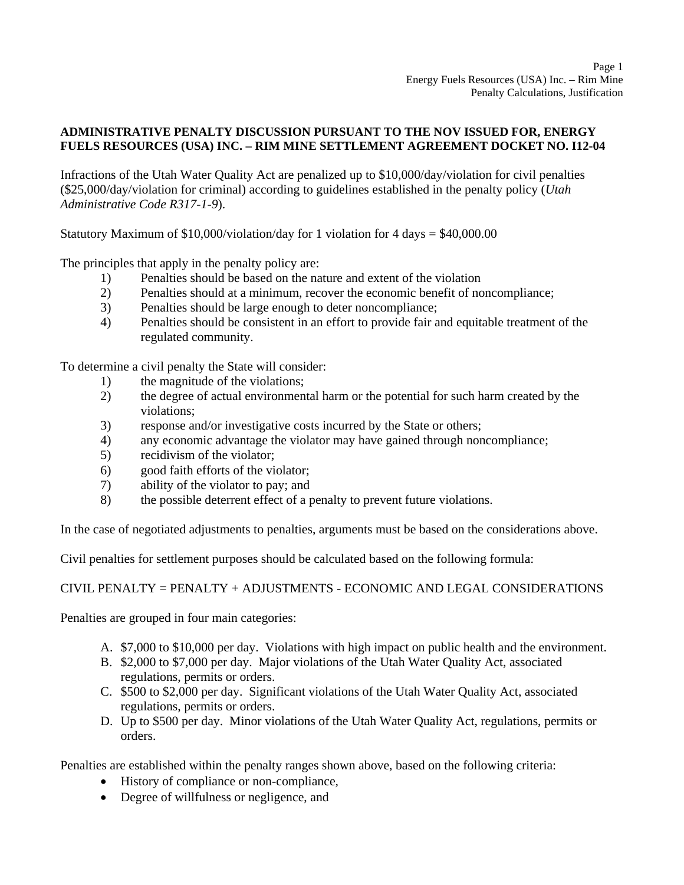**ADMINISTRATIVE PENALTY DISCUSSION PURSUANT TO THE NOV ISSUED FOR, ENERGY FUELS RESOURCES (USA) INC. – RIM MINE SETTLEMENT AGREEMENT DOCKET NO. I12-04**

Infractions of the Utah Water Quality Act are penalized up to $10,000/day/violation for civil penalties ($25,000/day/violation for criminal) according to guidelines established in the penalty policy (*Utah Administrative Code R317-1-9*).

Statutory Maximum of $10,000/violation/day for 1 violation for 4 days = $40,000.00

The principles that apply in the penalty policy are:

1) Penalties should be based on the nature and extent of the violation
2) Penalties should at a minimum, recover the economic benefit of noncompliance;
3) Penalties should be large enough to deter noncompliance;
4) Penalties should be consistent in an effort to provide fair and equitable treatment of the regulated community.

To determine a civil penalty the State will consider:

1) the magnitude of the violations;
2) the degree of actual environmental harm or the potential for such harm created by the violations;
3) response and/or investigative costs incurred by the State or others;
4) any economic advantage the violator may have gained through noncompliance;
5) recidivism of the violator;
6) good faith efforts of the violator;
7) ability of the violator to pay; and
8) the possible deterrent effect of a penalty to prevent future violations.

In the case of negotiated adjustments to penalties, arguments must be based on the considerations above.

Civil penalties for settlement purposes should be calculated based on the following formula:

CIVIL PENALTY = PENALTY + ADJUSTMENTS - ECONOMIC AND LEGAL CONSIDERATIONS

Penalties are grouped in four main categories:

A. $7,000 to $10,000 per day. Violations with high impact on public health and the environment.
B. $2,000 to $7,000 per day. Major violations of the Utah Water Quality Act, associated regulations, permits or orders.
C. $500 to $2,000 per day. Significant violations of the Utah Water Quality Act, associated regulations, permits or orders.
D. Up to $500 per day. Minor violations of the Utah Water Quality Act, regulations, permits or orders.

Penalties are established within the penalty ranges shown above, based on the following criteria:

- History of compliance or non-compliance,
- Degree of willfulness or negligence, and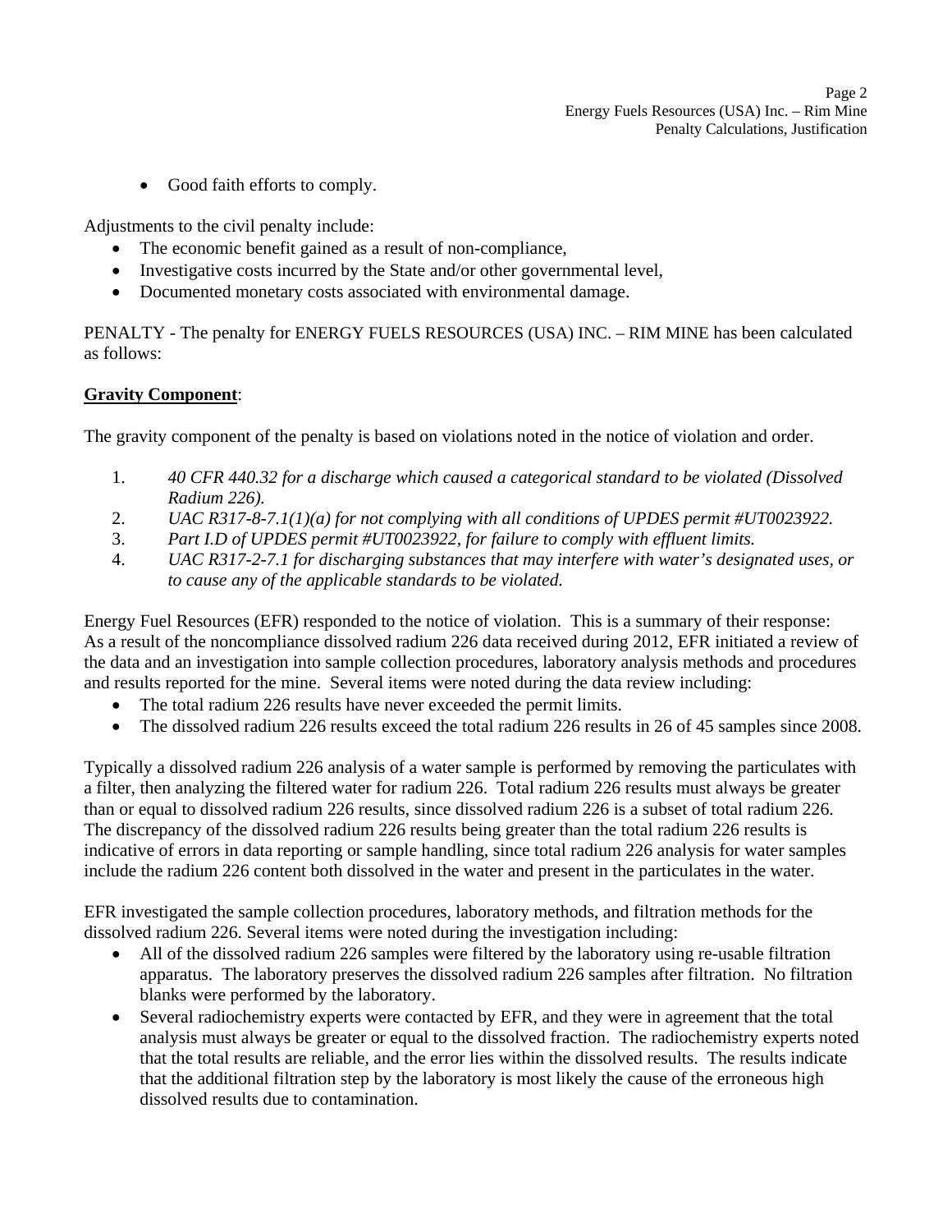- Good faith efforts to comply.

Adjustments to the civil penalty include:

- The economic benefit gained as a result of non-compliance,
- Investigative costs incurred by the State and/or other governmental level,
- Documented monetary costs associated with environmental damage.

PENALTY - The penalty for ENERGY FUELS RESOURCES (USA) INC. – RIM MINE has been calculated as follows:

**Gravity Component**:

The gravity component of the penalty is based on violations noted in the notice of violation and order.

1. *40 CFR 440.32 for a discharge which caused a categorical standard to be violated (Dissolved Radium 226).*
2. *UAC R317-8-7.1(1)(a) for not complying with all conditions of UPDES permit #UT0023922.*
3. *Part I.D of UPDES permit #UT0023922, for failure to comply with effluent limits.*
4. *UAC R317-2-7.1 for discharging substances that may interfere with water's designated uses, or to cause any of the applicable standards to be violated.*

Energy Fuel Resources (EFR) responded to the notice of violation. This is a summary of their response: As a result of the noncompliance dissolved radium 226 data received during 2012, EFR initiated a review of the data and an investigation into sample collection procedures, laboratory analysis methods and procedures and results reported for the mine. Several items were noted during the data review including:

- The total radium 226 results have never exceeded the permit limits.
- The dissolved radium 226 results exceed the total radium 226 results in 26 of 45 samples since 2008.

Typically a dissolved radium 226 analysis of a water sample is performed by removing the particulates with a filter, then analyzing the filtered water for radium 226. Total radium 226 results must always be greater than or equal to dissolved radium 226 results, since dissolved radium 226 is a subset of total radium 226. The discrepancy of the dissolved radium 226 results being greater than the total radium 226 results is indicative of errors in data reporting or sample handling, since total radium 226 analysis for water samples include the radium 226 content both dissolved in the water and present in the particulates in the water.

EFR investigated the sample collection procedures, laboratory methods, and filtration methods for the dissolved radium 226. Several items were noted during the investigation including:

- All of the dissolved radium 226 samples were filtered by the laboratory using re-usable filtration apparatus. The laboratory preserves the dissolved radium 226 samples after filtration. No filtration blanks were performed by the laboratory.
- Several radiochemistry experts were contacted by EFR, and they were in agreement that the total analysis must always be greater or equal to the dissolved fraction. The radiochemistry experts noted that the total results are reliable, and the error lies within the dissolved results. The results indicate that the additional filtration step by the laboratory is most likely the cause of the erroneous high dissolved results due to contamination.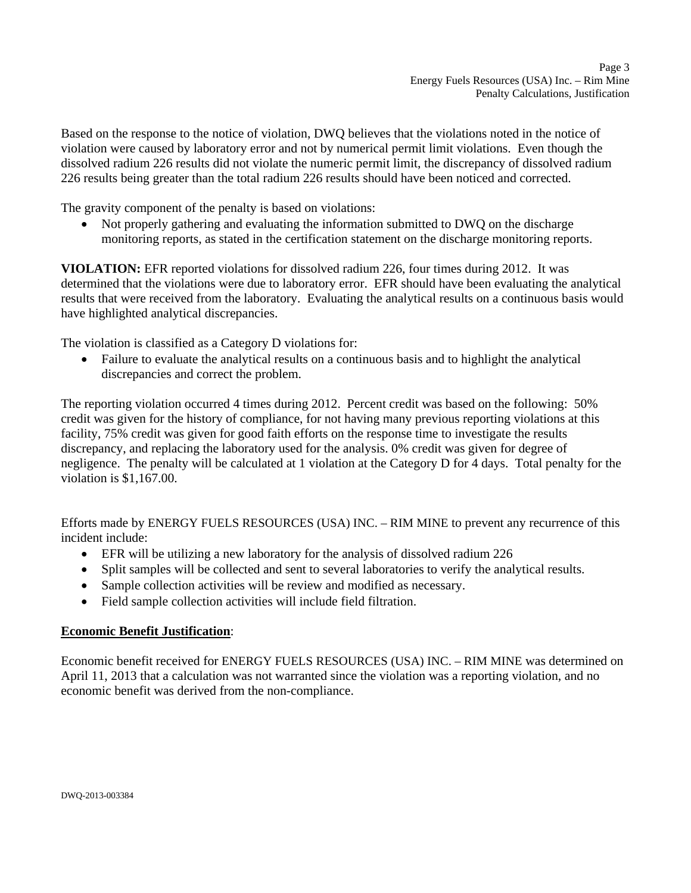Based on the response to the notice of violation, DWQ believes that the violations noted in the notice of violation were caused by laboratory error and not by numerical permit limit violations. Even though the dissolved radium 226 results did not violate the numeric permit limit, the discrepancy of dissolved radium 226 results being greater than the total radium 226 results should have been noticed and corrected.

The gravity component of the penalty is based on violations:

- Not properly gathering and evaluating the information submitted to DWQ on the discharge monitoring reports, as stated in the certification statement on the discharge monitoring reports.

**VIOLATION:** EFR reported violations for dissolved radium 226, four times during 2012. It was determined that the violations were due to laboratory error. EFR should have been evaluating the analytical results that were received from the laboratory. Evaluating the analytical results on a continuous basis would have highlighted analytical discrepancies.

The violation is classified as a Category D violations for:

- Failure to evaluate the analytical results on a continuous basis and to highlight the analytical discrepancies and correct the problem.

The reporting violation occurred 4 times during 2012. Percent credit was based on the following: 50% credit was given for the history of compliance, for not having many previous reporting violations at this facility, 75% credit was given for good faith efforts on the response time to investigate the results discrepancy, and replacing the laboratory used for the analysis. 0% credit was given for degree of negligence. The penalty will be calculated at 1 violation at the Category D for 4 days. Total penalty for the violation is $1,167.00.

Efforts made by ENERGY FUELS RESOURCES (USA) INC. – RIM MINE to prevent any recurrence of this incident include:

- EFR will be utilizing a new laboratory for the analysis of dissolved radium 226
- Split samples will be collected and sent to several laboratories to verify the analytical results.
- Sample collection activities will be review and modified as necessary.
- Field sample collection activities will include field filtration.

**Economic Benefit Justification**:

Economic benefit received for ENERGY FUELS RESOURCES (USA) INC. – RIM MINE was determined on April 11, 2013 that a calculation was not warranted since the violation was a reporting violation, and no economic benefit was derived from the non-compliance.

DWQ-2013-003384